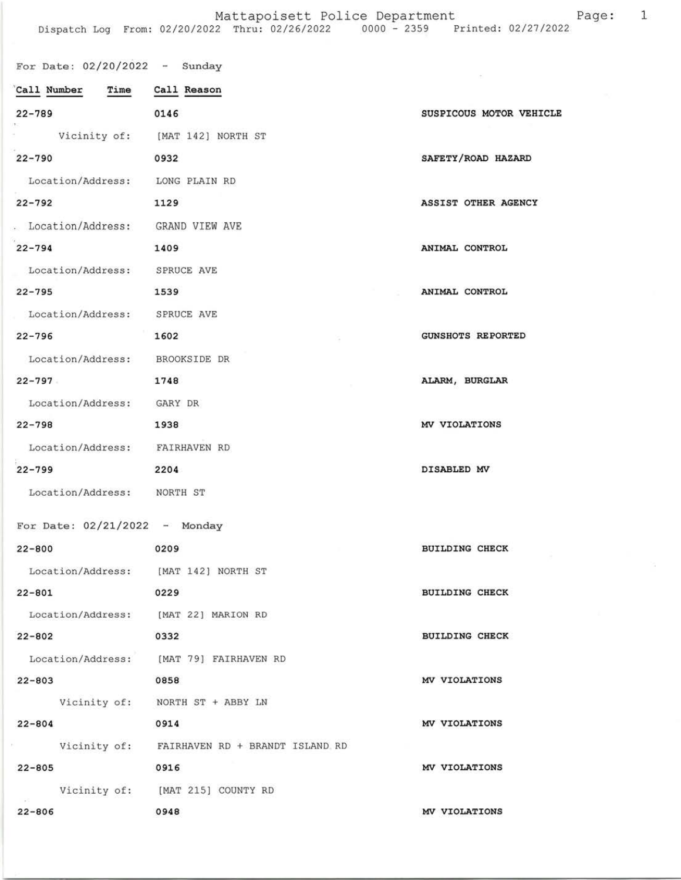# Mattapoisett Police Department

Dispatch Log From: 02/20/2022 Thru: 02/26/2022 0000 - 2359 Printed: 02/27/2022

## For Date: 02/20/2022 - Sunday

| Call Number | Time | Call Reason |
|---|---|---|
| 22-789 | 0146 | SUSPICOUS MOTOR VEHICLE |
| Vicinity of: | [MAT 142] NORTH ST | |
| 22-790 | 0932 | SAFETY/ROAD HAZARD |
| Location/Address: | LONG PLAIN RD | |
| 22-792 | 1129 | ASSIST OTHER AGENCY |
| Location/Address: | GRAND VIEW AVE | |
| 22-794 | 1409 | ANIMAL CONTROL |
| Location/Address: | SPRUCE AVE | |
| 22-795 | 1539 | ANIMAL CONTROL |
| Location/Address: | SPRUCE AVE | |
| 22-796 | 1602 | GUNSHOTS REPORTED |
| Location/Address: | BROOKSIDE DR | |
| 22-797 | 1748 | ALARM, BURGLAR |
| Location/Address: | GARY DR | |
| 22-798 | 1938 | MV VIOLATIONS |
| Location/Address: | FAIRHAVEN RD | |
| 22-799 | 2204 | DISABLED MV |
| Location/Address: | NORTH ST | |

## For Date: 02/21/2022 - Monday

| Call Number | Time | Call Reason |
|---|---|---|
| 22-800 | 0209 | BUILDING CHECK |
| Location/Address: | [MAT 142] NORTH ST | |
| 22-801 | 0229 | BUILDING CHECK |
| Location/Address: | [MAT 22] MARION RD | |
| 22-802 | 0332 | BUILDING CHECK |
| Location/Address: | [MAT 79] FAIRHAVEN RD | |
| 22-803 | 0858 | MV VIOLATIONS |
| Vicinity of: | NORTH ST + ABBY LN | |
| 22-804 | 0914 | MV VIOLATIONS |
| Vicinity of: | FAIRHAVEN RD + BRANDT ISLAND RD | |
| 22-805 | 0916 | MV VIOLATIONS |
| Vicinity of: | [MAT 215] COUNTY RD | |
| 22-806 | 0948 | MV VIOLATIONS |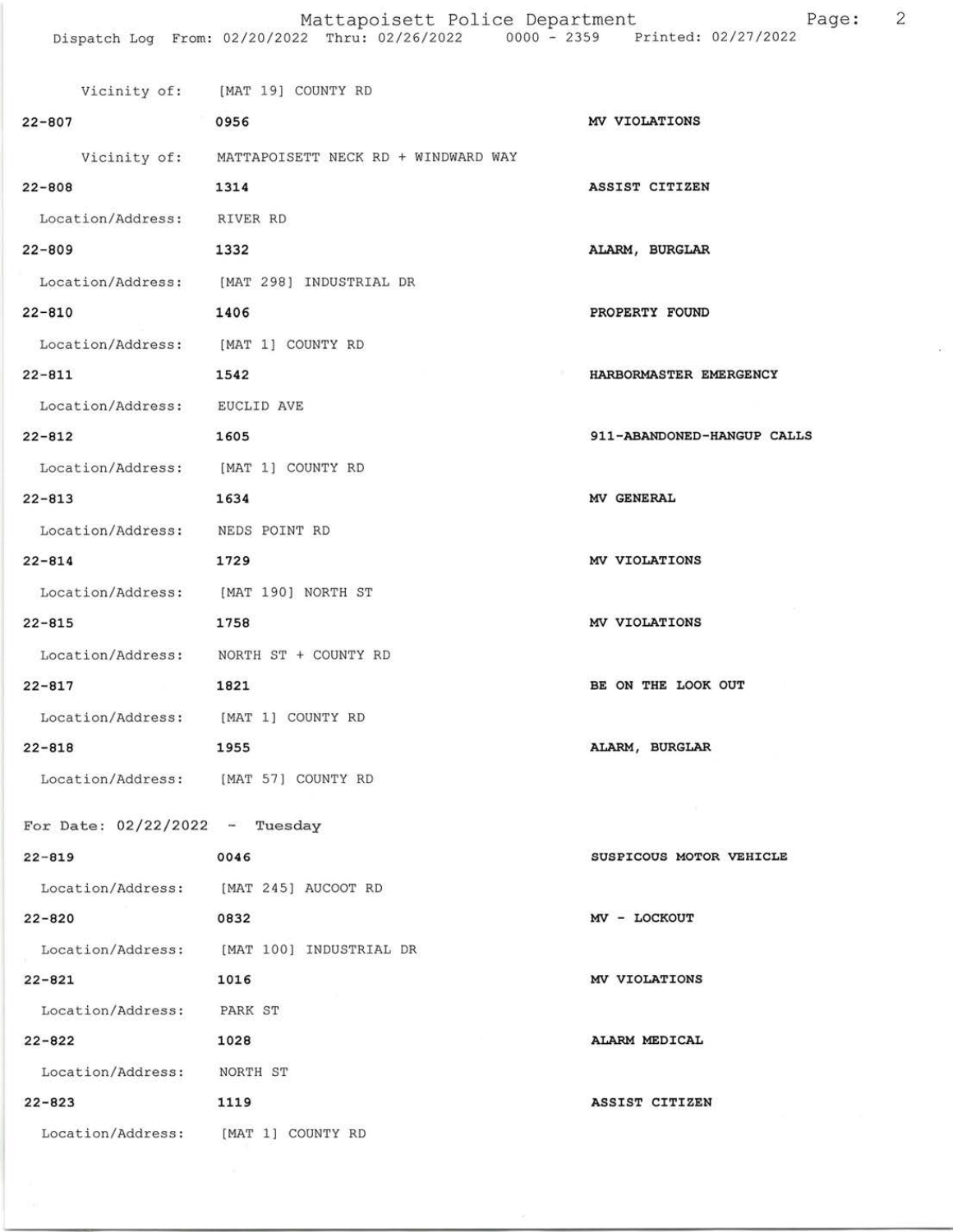Vicinity of: [MAT 19] COUNTY RD

**22-807** **0956** **MV VIOLATIONS**

Vicinity of: MATTAPOISETT NECK RD + WINDWARD WAY

**22-808** **1314** **ASSIST CITIZEN**

Location/Address: RIVER RD

**22-809** **1332** **ALARM, BURGLAR**

Location/Address: [MAT 298] INDUSTRIAL DR

**22-810** **1406** **PROPERTY FOUND**

Location/Address: [MAT 1] COUNTY RD

**22-811** **1542** **HARBORMASTER EMERGENCY**

Location/Address: EUCLID AVE

**22-812** **1605** **911-ABANDONED-HANGUP CALLS**

Location/Address: [MAT 1] COUNTY RD

**22-813** **1634** **MV GENERAL**

Location/Address: NEDS POINT RD

**22-814** **1729** **MV VIOLATIONS**

Location/Address: [MAT 190] NORTH ST

**22-815** **1758** **MV VIOLATIONS**

Location/Address: NORTH ST + COUNTY RD

**22-817** **1821** **BE ON THE LOOK OUT**

Location/Address: [MAT 1] COUNTY RD

**22-818** **1955** **ALARM, BURGLAR**

Location/Address: [MAT 57] COUNTY RD

For Date: 02/22/2022 - Tuesday

**22-819** **0046** **SUSPICOUS MOTOR VEHICLE**

Location/Address: [MAT 245] AUCOOT RD

**22-820** **0832** **MV - LOCKOUT**

Location/Address: [MAT 100] INDUSTRIAL DR

**22-821** **1016** **MV VIOLATIONS**

Location/Address: PARK ST

**22-822** **1028** **ALARM MEDICAL**

Location/Address: NORTH ST

**22-823** **1119** **ASSIST CITIZEN**

Location/Address: [MAT 1] COUNTY RD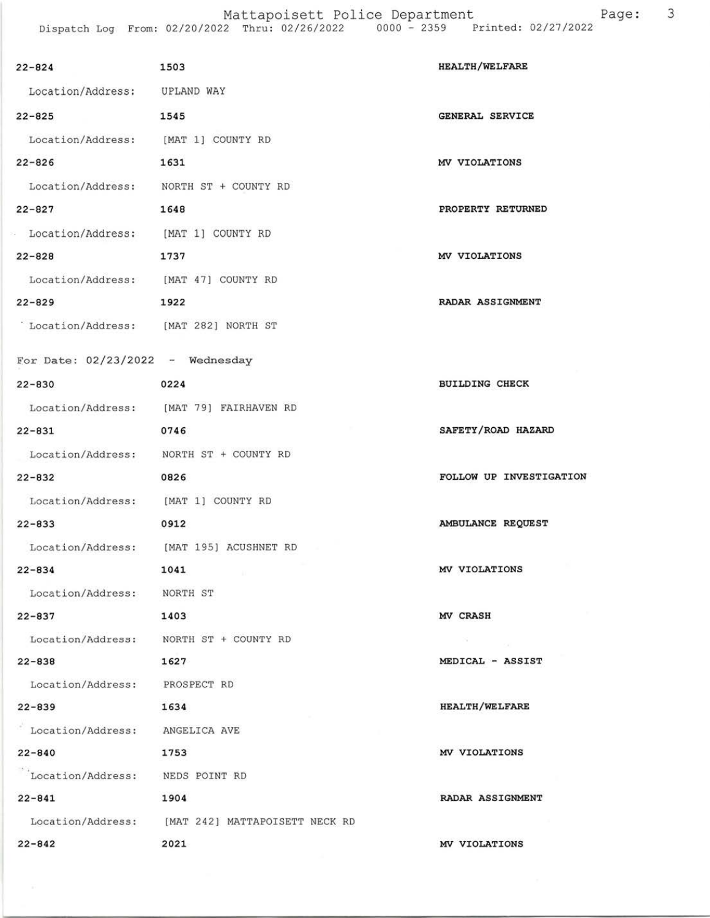| | | |
|---|---|---|
| 22-824 | 1503 | HEALTH/WELFARE |
| Location/Address: | UPLAND WAY | |
| 22-825 | 1545 | GENERAL SERVICE |
| Location/Address: | [MAT 1] COUNTY RD | |
| 22-826 | 1631 | MV VIOLATIONS |
| Location/Address: | NORTH ST + COUNTY RD | |
| 22-827 | 1648 | PROPERTY RETURNED |
| Location/Address: | [MAT 1] COUNTY RD | |
| 22-828 | 1737 | MV VIOLATIONS |
| Location/Address: | [MAT 47] COUNTY RD | |
| 22-829 | 1922 | RADAR ASSIGNMENT |
| Location/Address: | [MAT 282] NORTH ST | |

For Date: 02/23/2022 - Wednesday

| | | |
|---|---|---|
| 22-830 | 0224 | BUILDING CHECK |
| Location/Address: | [MAT 79] FAIRHAVEN RD | |
| 22-831 | 0746 | SAFETY/ROAD HAZARD |
| Location/Address: | NORTH ST + COUNTY RD | |
| 22-832 | 0826 | FOLLOW UP INVESTIGATION |
| Location/Address: | [MAT 1] COUNTY RD | |
| 22-833 | 0912 | AMBULANCE REQUEST |
| Location/Address: | [MAT 195] ACUSHNET RD | |
| 22-834 | 1041 | MV VIOLATIONS |
| Location/Address: | NORTH ST | |
| 22-837 | 1403 | MV CRASH |
| Location/Address: | NORTH ST + COUNTY RD | |
| 22-838 | 1627 | MEDICAL - ASSIST |
| Location/Address: | PROSPECT RD | |
| 22-839 | 1634 | HEALTH/WELFARE |
| Location/Address: | ANGELICA AVE | |
| 22-840 | 1753 | MV VIOLATIONS |
| Location/Address: | NEDS POINT RD | |
| 22-841 | 1904 | RADAR ASSIGNMENT |
| Location/Address: | [MAT 242] MATTAPOISETT NECK RD | |
| 22-842 | 2021 | MV VIOLATIONS |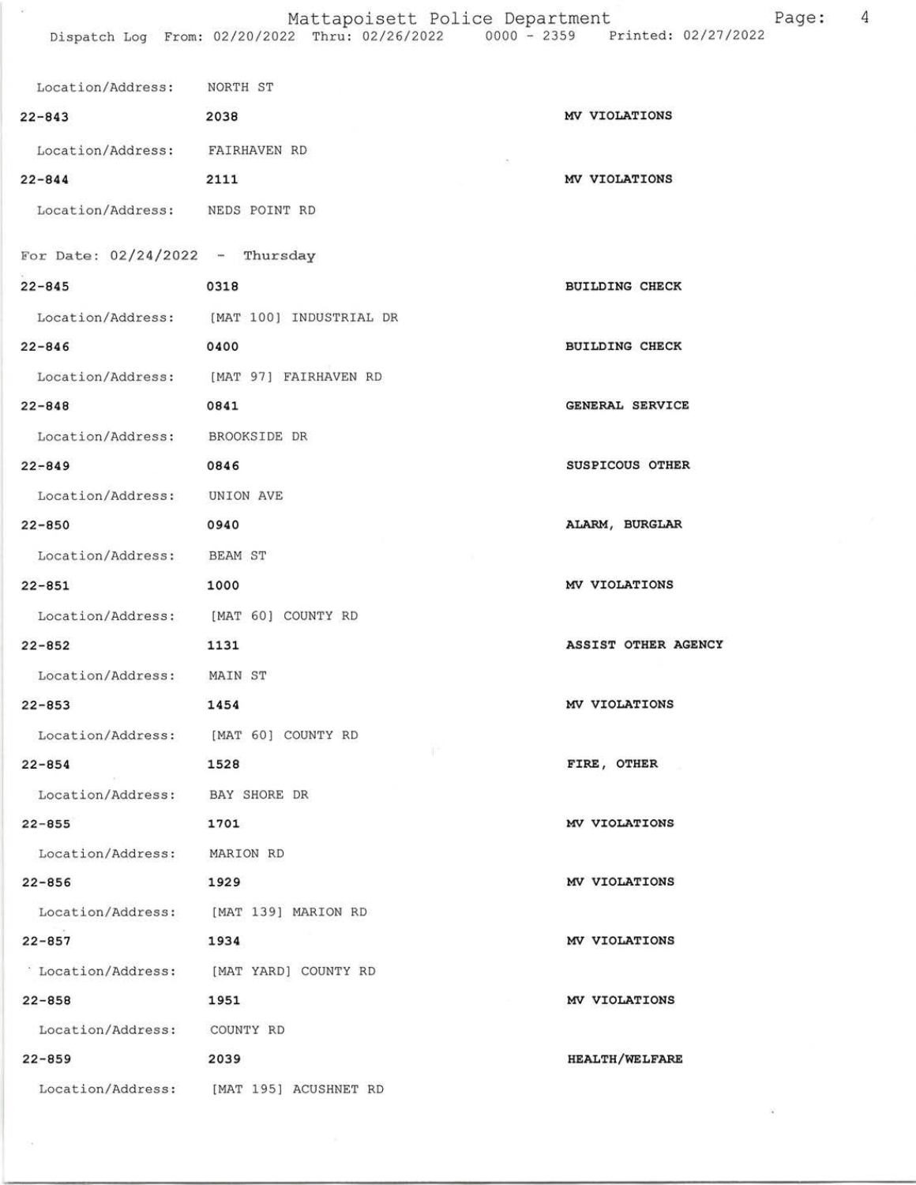Location/Address: NORTH ST

| | | |
|---|---|---|
| **22-843** | **2038** | **MV VIOLATIONS** |

Location/Address: FAIRHAVEN RD

| | | |
|---|---|---|
| **22-844** | **2111** | **MV VIOLATIONS** |

Location/Address: NEDS POINT RD

For Date: 02/24/2022 - Thursday

| | | |
|---|---|---|
| **22-845** | **0318** | **BUILDING CHECK** |

Location/Address: [MAT 100] INDUSTRIAL DR

| | | |
|---|---|---|
| **22-846** | **0400** | **BUILDING CHECK** |

Location/Address: [MAT 97] FAIRHAVEN RD

| | | |
|---|---|---|
| **22-848** | **0841** | **GENERAL SERVICE** |

Location/Address: BROOKSIDE DR

| | | |
|---|---|---|
| **22-849** | **0846** | **SUSPICOUS OTHER** |

Location/Address: UNION AVE

| | | |
|---|---|---|
| **22-850** | **0940** | **ALARM, BURGLAR** |

Location/Address: BEAM ST

| | | |
|---|---|---|
| **22-851** | **1000** | **MV VIOLATIONS** |

Location/Address: [MAT 60] COUNTY RD

| | | |
|---|---|---|
| **22-852** | **1131** | **ASSIST OTHER AGENCY** |

Location/Address: MAIN ST

| | | |
|---|---|---|
| **22-853** | **1454** | **MV VIOLATIONS** |

Location/Address: [MAT 60] COUNTY RD

| | | |
|---|---|---|
| **22-854** | **1528** | **FIRE, OTHER** |

Location/Address: BAY SHORE DR

| | | |
|---|---|---|
| **22-855** | **1701** | **MV VIOLATIONS** |

Location/Address: MARION RD

| | | |
|---|---|---|
| **22-856** | **1929** | **MV VIOLATIONS** |

Location/Address: [MAT 139] MARION RD

| | | |
|---|---|---|
| **22-857** | **1934** | **MV VIOLATIONS** |

Location/Address: [MAT YARD] COUNTY RD

| | | |
|---|---|---|
| **22-858** | **1951** | **MV VIOLATIONS** |

Location/Address: COUNTY RD

| | | |
|---|---|---|
| **22-859** | **2039** | **HEALTH/WELFARE** |

Location/Address: [MAT 195] ACUSHNET RD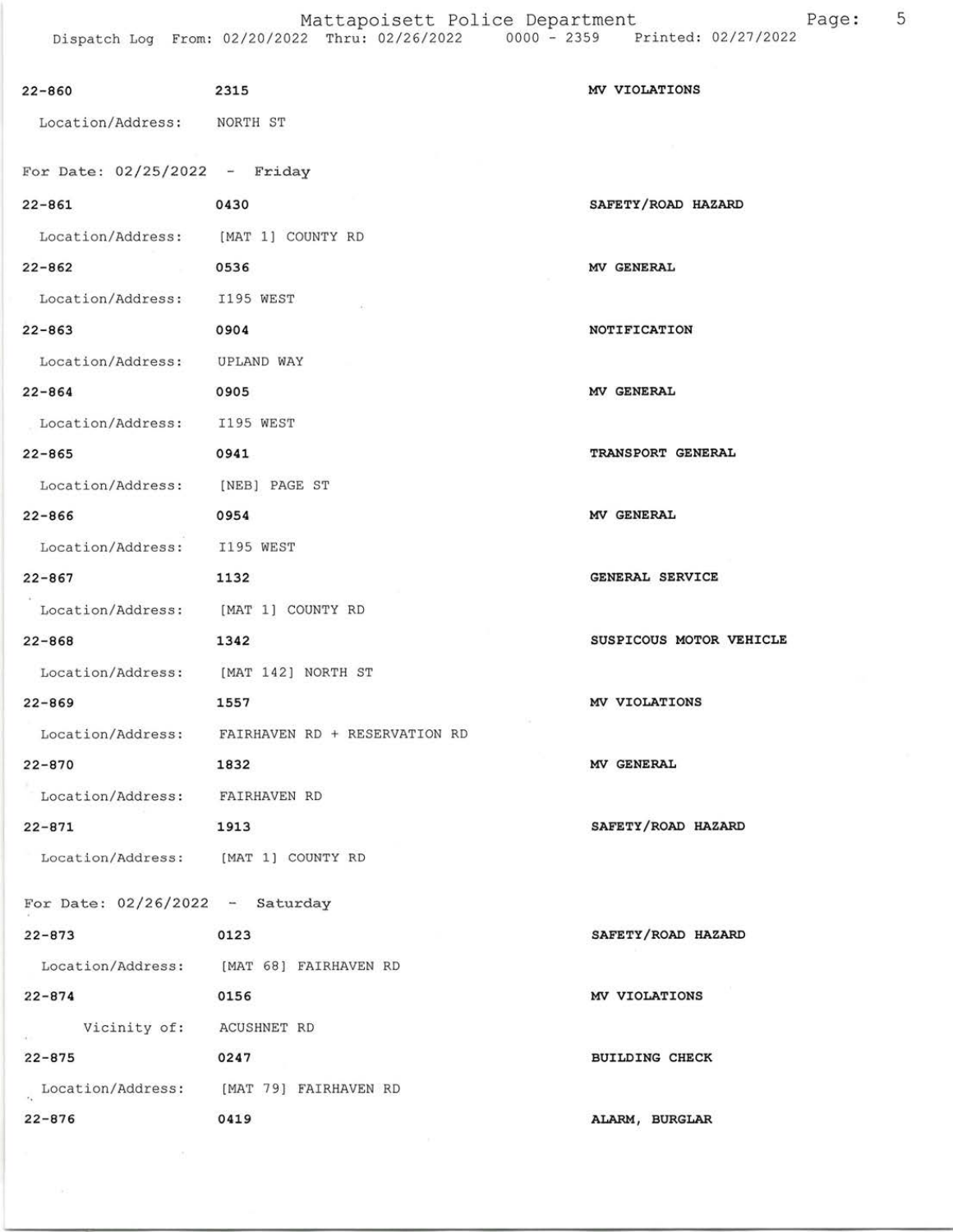22-860 2315 MV VIOLATIONS

Location/Address: NORTH ST

For Date: 02/25/2022 - Friday

22-861 0430 SAFETY/ROAD HAZARD

Location/Address: [MAT 1] COUNTY RD

22-862 0536 MV GENERAL

Location/Address: I195 WEST

22-863 0904 NOTIFICATION

Location/Address: UPLAND WAY

22-864 0905 MV GENERAL

Location/Address: I195 WEST

22-865 0941 TRANSPORT GENERAL

Location/Address: [NEB] PAGE ST

22-866 0954 MV GENERAL

Location/Address: I195 WEST

22-867 1132 GENERAL SERVICE

Location/Address: [MAT 1] COUNTY RD

22-868 1342 SUSPICOUS MOTOR VEHICLE

Location/Address: [MAT 142] NORTH ST

22-869 1557 MV VIOLATIONS

Location/Address: FAIRHAVEN RD + RESERVATION RD

22-870 1832 MV GENERAL

Location/Address: FAIRHAVEN RD

22-871 1913 SAFETY/ROAD HAZARD

Location/Address: [MAT 1] COUNTY RD

For Date: 02/26/2022 - Saturday

22-873 0123 SAFETY/ROAD HAZARD

Location/Address: [MAT 68] FAIRHAVEN RD

22-874 0156 MV VIOLATIONS

Vicinity of: ACUSHNET RD

22-875 0247 BUILDING CHECK

Location/Address: [MAT 79] FAIRHAVEN RD

22-876 0419 ALARM, BURGLAR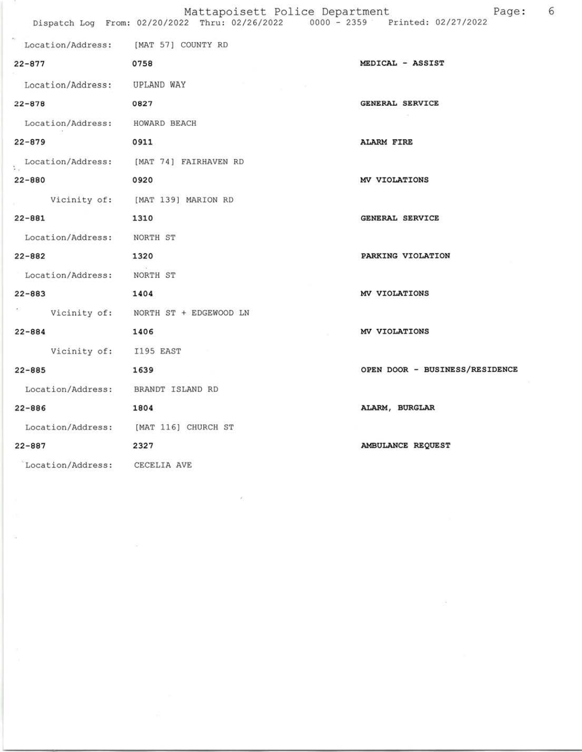Location/Address: [MAT 57] COUNTY RD

**22-877** **0758** **MEDICAL - ASSIST**

Location/Address: UPLAND WAY

**22-878** **0827** **GENERAL SERVICE**

Location/Address: HOWARD BEACH

**22-879** **0911** **ALARM FIRE**

Location/Address: [MAT 74] FAIRHAVEN RD

**22-880** **0920** **MV VIOLATIONS**

Vicinity of: [MAT 139] MARION RD

**22-881** **1310** **GENERAL SERVICE**

Location/Address: NORTH ST

**22-882** **1320** **PARKING VIOLATION**

Location/Address: NORTH ST

**22-883** **1404** **MV VIOLATIONS**

Vicinity of: NORTH ST + EDGEWOOD LN

**22-884** **1406** **MV VIOLATIONS**

Vicinity of: I195 EAST

**22-885** **1639** **OPEN DOOR - BUSINESS/RESIDENCE**

Location/Address: BRANDT ISLAND RD

**22-886** **1804** **ALARM, BURGLAR**

Location/Address: [MAT 116] CHURCH ST

**22-887** **2327** **AMBULANCE REQUEST**

Location/Address: CECELIA AVE